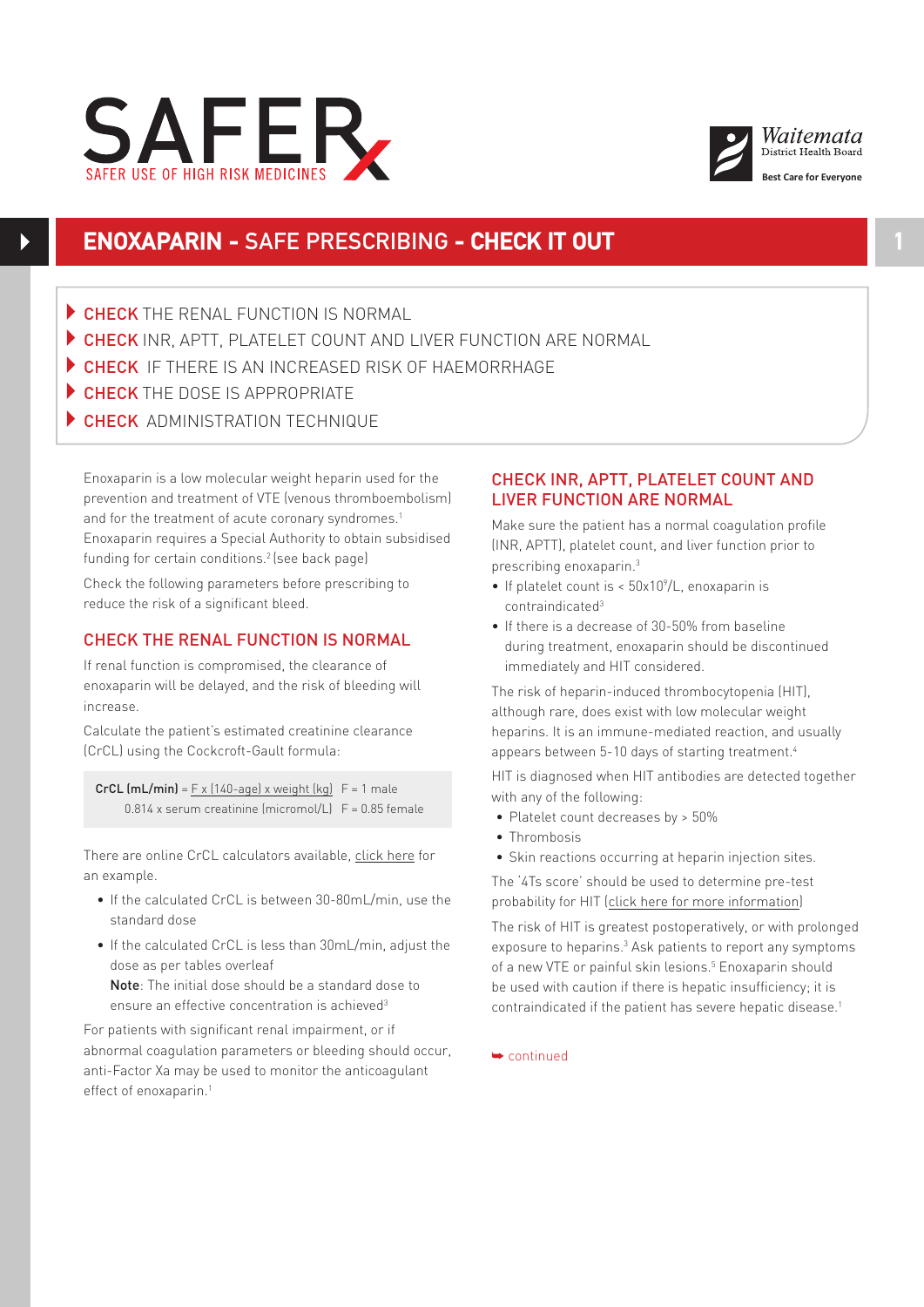# SAFER USE OF HIGH RISK MEDICINES

Waitemata District Health Board — Best Care for Everyone

## ENOXAPARIN - SAFE PRESCRIBING - CHECK IT OUT

- **CHECK** THE RENAL FUNCTION IS NORMAL
- **CHECK** INR, APTT, PLATELET COUNT AND LIVER FUNCTION ARE NORMAL
- **CHECK** IF THERE IS AN INCREASED RISK OF HAEMORRHAGE
- **CHECK** THE DOSE IS APPROPRIATE
- **CHECK** ADMINISTRATION TECHNIQUE

Enoxaparin is a low molecular weight heparin used for the prevention and treatment of VTE (venous thromboembolism) and for the treatment of acute coronary syndromes.[1] Enoxaparin requires a Special Authority to obtain subsidised funding for certain conditions.[2] (see back page)

Check the following parameters before prescribing to reduce the risk of a significant bleed.

### CHECK THE RENAL FUNCTION IS NORMAL

If renal function is compromised, the clearance of enoxaparin will be delayed, and the risk of bleeding will increase.

Calculate the patient's estimated creatinine clearance (CrCL) using the Cockcroft-Gault formula:

$$\textbf{CrCL (mL/min)} = \frac{F \times (140 - \text{age}) \times \text{weight (kg)}}{0.814 \times \text{serum creatinine (micromol/L)}} \quad F = 1 \text{ male}, \; F = 0.85 \text{ female}$$

There are online CrCL calculators available, click here for an example.

- If the calculated CrCL is between 30-80mL/min, use the standard dose
- If the calculated CrCL is less than 30mL/min, adjust the dose as per tables overleaf
  **Note**: The initial dose should be a standard dose to ensure an effective concentration is achieved[3]

For patients with significant renal impairment, or if abnormal coagulation parameters or bleeding should occur, anti-Factor Xa may be used to monitor the anticoagulant effect of enoxaparin.[1]

### CHECK INR, APTT, PLATELET COUNT AND LIVER FUNCTION ARE NORMAL

Make sure the patient has a normal coagulation profile (INR, APTT), platelet count, and liver function prior to prescribing enoxaparin.[3]

- If platelet count is < $50 \times 10^9$/L, enoxaparin is contraindicated[3]
- If there is a decrease of 30-50% from baseline during treatment, enoxaparin should be discontinued immediately and HIT considered.

The risk of heparin-induced thrombocytopenia (HIT), although rare, does exist with low molecular weight heparins. It is an immune-mediated reaction, and usually appears between 5-10 days of starting treatment.[4]

HIT is diagnosed when HIT antibodies are detected together with any of the following:

- Platelet count decreases by > 50%
- Thrombosis
- Skin reactions occurring at heparin injection sites.

The '4Ts score' should be used to determine pre-test probability for HIT (click here for more information)

The risk of HIT is greatest postoperatively, or with prolonged exposure to heparins.[3] Ask patients to report any symptoms of a new VTE or painful skin lesions.[5] Enoxaparin should be used with caution if there is hepatic insufficiency; it is contraindicated if the patient has severe hepatic disease.[1]

➥ continued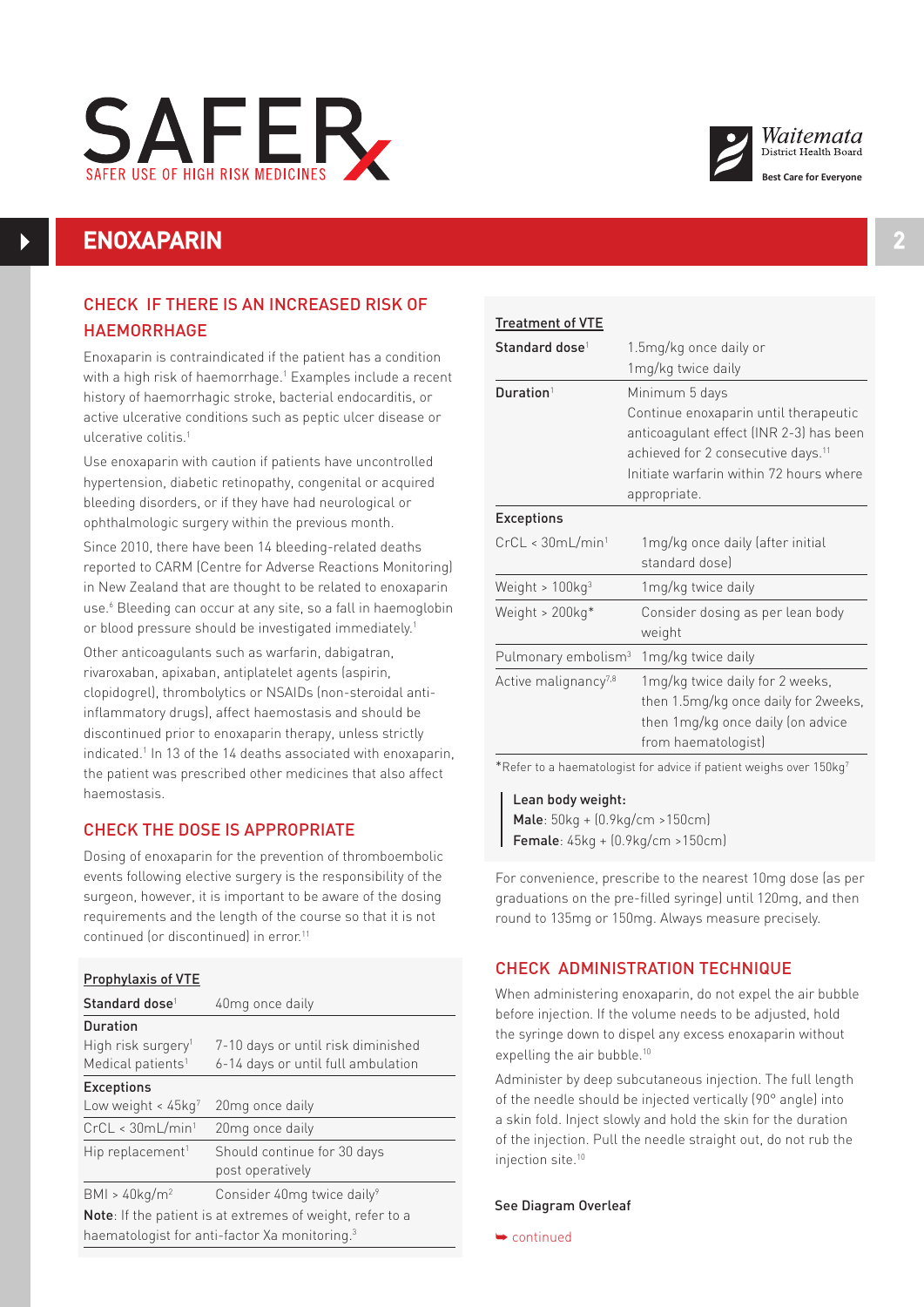# ENOXAPARIN

## CHECK IF THERE IS AN INCREASED RISK OF HAEMORRHAGE

Enoxaparin is contraindicated if the patient has a condition with a high risk of haemorrhage.[1] Examples include a recent history of haemorrhagic stroke, bacterial endocarditis, or active ulcerative conditions such as peptic ulcer disease or ulcerative colitis.[1]

Use enoxaparin with caution if patients have uncontrolled hypertension, diabetic retinopathy, congenital or acquired bleeding disorders, or if they have had neurological or ophthalmologic surgery within the previous month.

Since 2010, there have been 14 bleeding-related deaths reported to CARM (Centre for Adverse Reactions Monitoring) in New Zealand that are thought to be related to enoxaparin use.[6] Bleeding can occur at any site, so a fall in haemoglobin or blood pressure should be investigated immediately.[1]

Other anticoagulants such as warfarin, dabigatran, rivaroxaban, apixaban, antiplatelet agents (aspirin, clopidogrel), thrombolytics or NSAIDs (non-steroidal anti-inflammatory drugs), affect haemostasis and should be discontinued prior to enoxaparin therapy, unless strictly indicated.[1] In 13 of the 14 deaths associated with enoxaparin, the patient was prescribed other medicines that also affect haemostasis.

## CHECK THE DOSE IS APPROPRIATE

Dosing of enoxaparin for the prevention of thromboembolic events following elective surgery is the responsibility of the surgeon, however, it is important to be aware of the dosing requirements and the length of the course so that it is not continued (or discontinued) in error.[11]

**Prophylaxis of VTE**

| | |
|---|---|
| **Standard dose**[1] | 40mg once daily |
| **Duration** | |
| High risk surgery[1] | 7-10 days or until risk diminished |
| Medical patients[1] | 6-14 days or until full ambulation |
| **Exceptions** | |
| Low weight < 45kg[7] | 20mg once daily |
| CrCL < 30mL/min[1] | 20mg once daily |
| Hip replacement[1] | Should continue for 30 days post operatively |
| BMI > 40kg/m[2] | Consider 40mg twice daily[9] |

**Note**: If the patient is at extremes of weight, refer to a haematologist for anti-factor Xa monitoring.[3]

**Treatment of VTE**

| | |
|---|---|
| **Standard dose**[1] | 1.5mg/kg once daily or 1mg/kg twice daily |
| **Duration**[1] | Minimum 5 days. Continue enoxaparin until therapeutic anticoagulant effect (INR 2-3) has been achieved for 2 consecutive days.[11] Initiate warfarin within 72 hours where appropriate. |
| **Exceptions** | |
| CrCL < 30mL/min[1] | 1mg/kg once daily (after initial standard dose) |
| Weight > 100kg[3] | 1mg/kg twice daily |
| Weight > 200kg* | Consider dosing as per lean body weight |
| Pulmonary embolism[3] | 1mg/kg twice daily |
| Active malignancy[7,8] | 1mg/kg twice daily for 2 weeks, then 1.5mg/kg once daily for 2weeks, then 1mg/kg once daily (on advice from haematologist) |

*Refer to a haematologist for advice if patient weighs over 150kg[7]

**Lean body weight:**
**Male**: 50kg + (0.9kg/cm >150cm)
**Female**: 45kg + (0.9kg/cm >150cm)

For convenience, prescribe to the nearest 10mg dose (as per graduations on the pre-filled syringe) until 120mg, and then round to 135mg or 150mg. Always measure precisely.

## CHECK ADMINISTRATION TECHNIQUE

When administering enoxaparin, do not expel the air bubble before injection. If the volume needs to be adjusted, hold the syringe down to dispel any excess enoxaparin without expelling the air bubble.[10]

Administer by deep subcutaneous injection. The full length of the needle should be injected vertically (90° angle) into a skin fold. Inject slowly and hold the skin for the duration of the injection. Pull the needle straight out, do not rub the injection site.[10]

See Diagram Overleaf

continued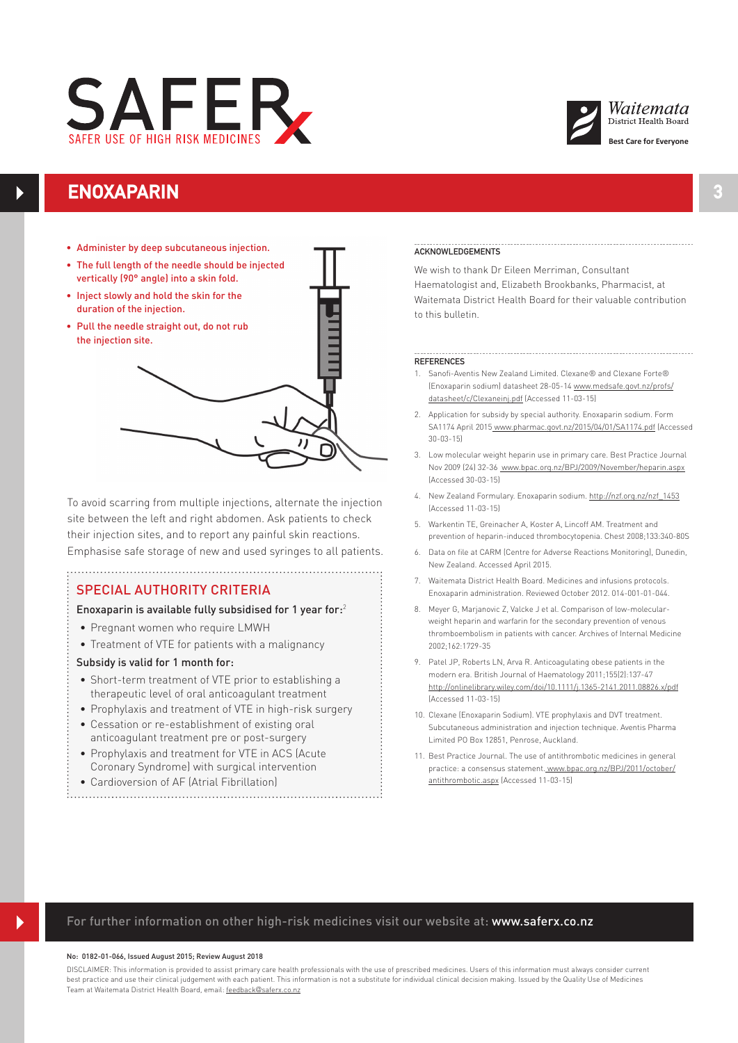# ENOXAPARIN

- Administer by deep subcutaneous injection.
- The full length of the needle should be injected vertically (90° angle) into a skin fold.
- Inject slowly and hold the skin for the duration of the injection.
- Pull the needle straight out, do not rub the injection site.

To avoid scarring from multiple injections, alternate the injection site between the left and right abdomen. Ask patients to check their injection sites, and to report any painful skin reactions. Emphasise safe storage of new and used syringes to all patients.

## SPECIAL AUTHORITY CRITERIA

**Enoxaparin is available fully subsidised for 1 year for:**[2]

- Pregnant women who require LMWH
- Treatment of VTE for patients with a malignancy

**Subsidy is valid for 1 month for:**

- Short-term treatment of VTE prior to establishing a therapeutic level of oral anticoagulant treatment
- Prophylaxis and treatment of VTE in high-risk surgery
- Cessation or re-establishment of existing oral anticoagulant treatment pre or post-surgery
- Prophylaxis and treatment for VTE in ACS (Acute Coronary Syndrome) with surgical intervention
- Cardioversion of AF (Atrial Fibrillation)

### ACKNOWLEDGEMENTS

We wish to thank Dr Eileen Merriman, Consultant Haematologist and, Elizabeth Brookbanks, Pharmacist, at Waitemata District Health Board for their valuable contribution to this bulletin.

### REFERENCES

1. Sanofi-Aventis New Zealand Limited. Clexane® and Clexane Forte® (Enoxaparin sodium) datasheet 28-05-14 www.medsafe.govt.nz/profs/datasheet/c/Clexaneinj.pdf (Accessed 11-03-15)
2. Application for subsidy by special authority. Enoxaparin sodium. Form SA1174 April 2015 www.pharmac.govt.nz/2015/04/01/SA1174.pdf (Accessed 30-03-15)
3. Low molecular weight heparin use in primary care. Best Practice Journal Nov 2009 (24) 32-36 www.bpac.org.nz/BPJ/2009/November/heparin.aspx (Accessed 30-03-15)
4. New Zealand Formulary. Enoxaparin sodium. http://nzf.org.nz/nzf_1453 (Accessed 11-03-15)
5. Warkentin TE, Greinacher A, Koster A, Lincoff AM. Treatment and prevention of heparin-induced thrombocytopenia. Chest 2008;133:340-80S
6. Data on file at CARM (Centre for Adverse Reactions Monitoring), Dunedin, New Zealand. Accessed April 2015.
7. Waitemata District Health Board. Medicines and infusions protocols. Enoxaparin administration. Reviewed October 2012. 014-001-01-044.
8. Meyer G, Marjanovic Z, Valcke J et al. Comparison of low-molecular-weight heparin and warfarin for the secondary prevention of venous thromboembolism in patients with cancer. Archives of Internal Medicine 2002;162:1729-35
9. Patel JP, Roberts LN, Arva R. Anticoagulating obese patients in the modern era. British Journal of Haematology 2011;155(2):137-47 http://onlinelibrary.wiley.com/doi/10.1111/j.1365-2141.2011.08826.x/pdf (Accessed 11-03-15)
10. Clexane (Enoxaparin Sodium). VTE prophylaxis and DVT treatment. Subcutaneous administration and injection technique. Aventis Pharma Limited PO Box 12851, Penrose, Auckland.
11. Best Practice Journal. The use of antithrombotic medicines in general practice: a consensus statement. www.bpac.org.nz/BPJ/2011/october/antithrombotic.aspx (Accessed 11-03-15)

For further information on other high-risk medicines visit our website at: **www.saferx.co.nz**

No: 0182-01-066, Issued August 2015; Review August 2018

DISCLAIMER: This information is provided to assist primary care health professionals with the use of prescribed medicines. Users of this information must always consider current best practice and use their clinical judgement with each patient. This information is not a substitute for individual clinical decision making. Issued by the Quality Use of Medicines Team at Waitemata District Health Board, email: feedback@saferx.co.nz